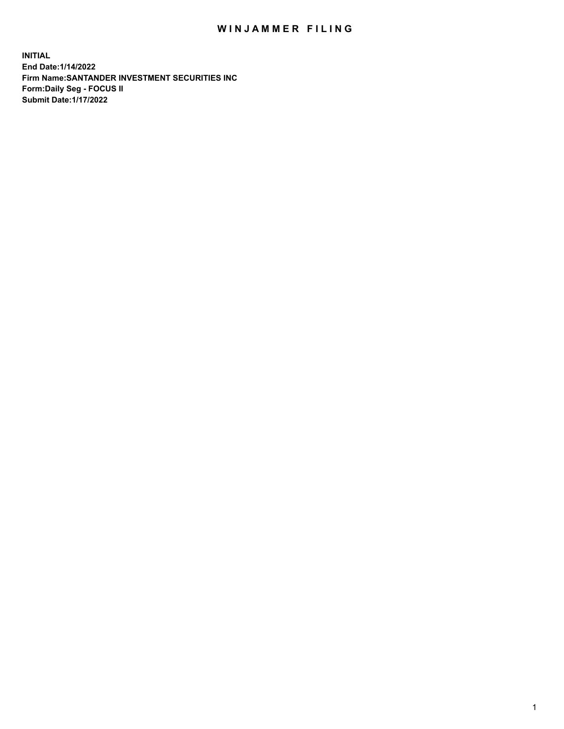# WINJAMMER FILING

**INITIAL**
**End Date:1/14/2022**
**Firm Name:SANTANDER INVESTMENT SECURITIES INC**
**Form:Daily Seg - FOCUS II**
**Submit Date:1/17/2022**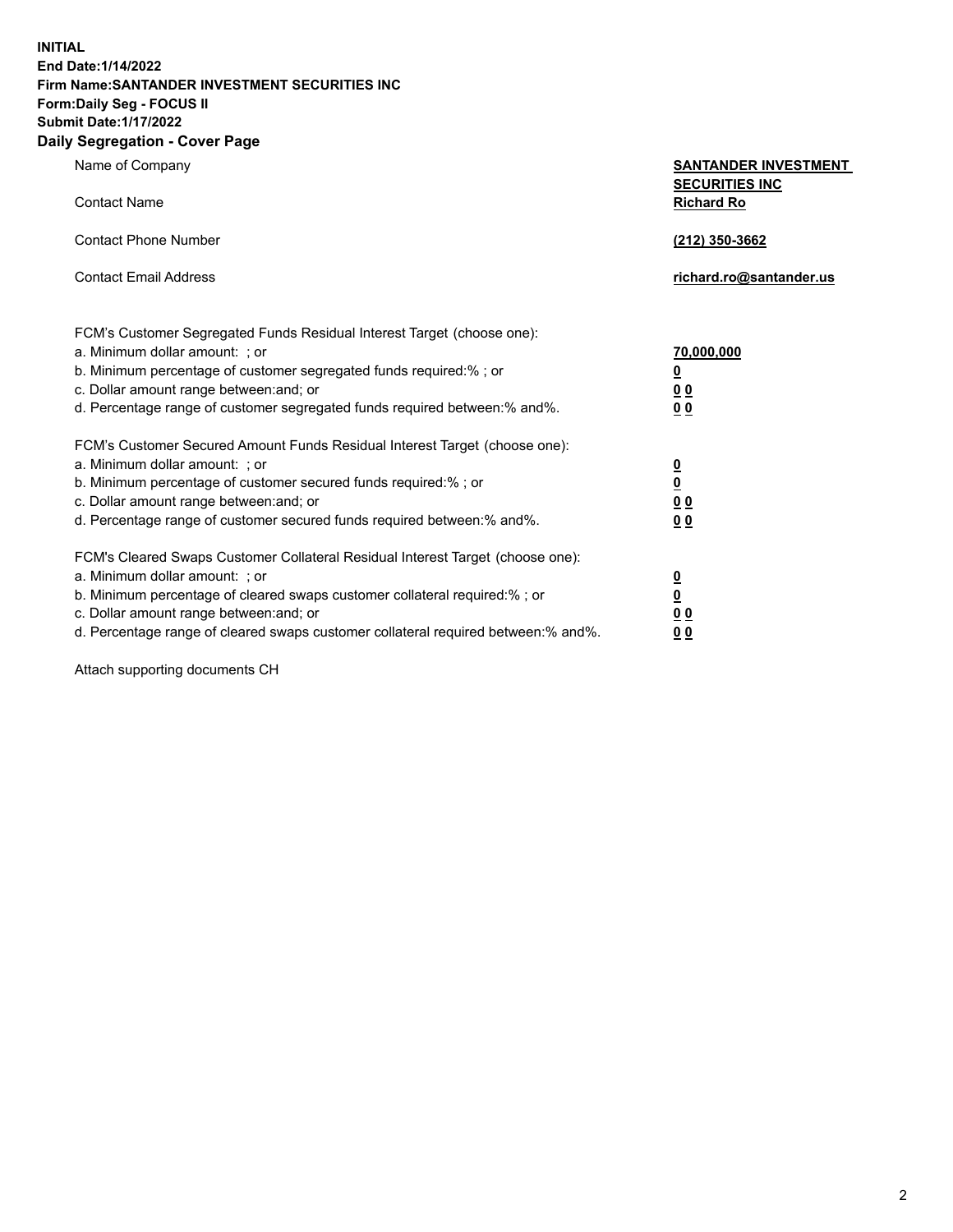**INITIAL**
**End Date:1/14/2022**
**Firm Name:SANTANDER INVESTMENT SECURITIES INC**
**Form:Daily Seg - FOCUS II**
**Submit Date:1/17/2022**

## Daily Segregation - Cover Page

| | |
|---|---|
| Name of Company | **SANTANDER INVESTMENT SECURITIES INC** |
| Contact Name | **Richard Ro** |
| Contact Phone Number | **(212) 350-3662** |
| Contact Email Address | **richard.ro@santander.us** |

| | |
|---|---|
| FCM's Customer Segregated Funds Residual Interest Target (choose one): | |
| a. Minimum dollar amount: ; or | **70,000,000** |
| b. Minimum percentage of customer segregated funds required:% ; or | **0** |
| c. Dollar amount range between:and; or | **0 0** |
| d. Percentage range of customer segregated funds required between:% and%. | **0 0** |
| FCM's Customer Secured Amount Funds Residual Interest Target (choose one): | |
| a. Minimum dollar amount: ; or | **0** |
| b. Minimum percentage of customer secured funds required:% ; or | **0** |
| c. Dollar amount range between:and; or | **0 0** |
| d. Percentage range of customer secured funds required between:% and%. | **0 0** |
| FCM's Cleared Swaps Customer Collateral Residual Interest Target (choose one): | |
| a. Minimum dollar amount: ; or | **0** |
| b. Minimum percentage of cleared swaps customer collateral required:% ; or | **0** |
| c. Dollar amount range between:and; or | **0 0** |
| d. Percentage range of cleared swaps customer collateral required between:% and%. | **0 0** |

Attach supporting documents CH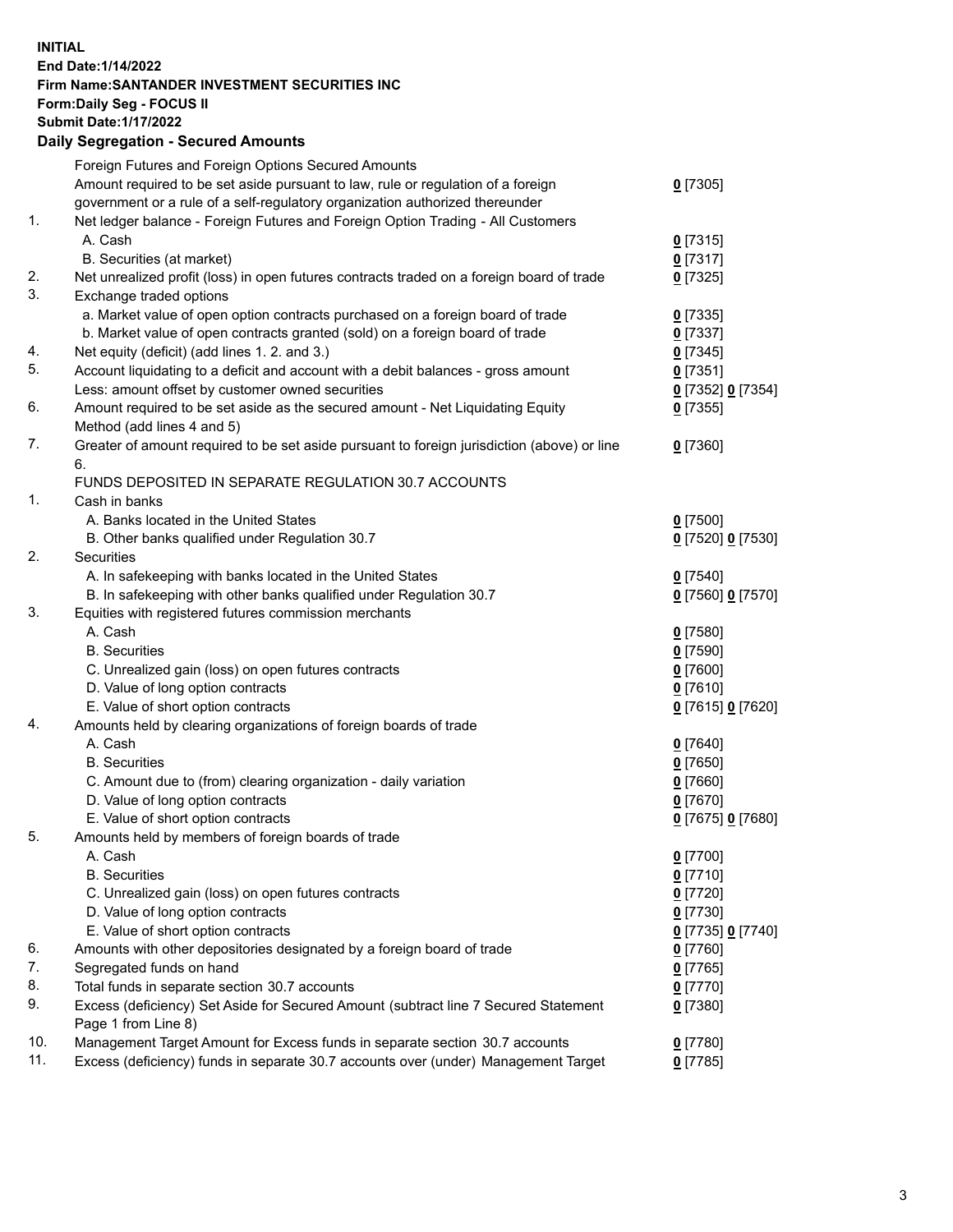**INITIAL**
**End Date:1/14/2022**
**Firm Name:SANTANDER INVESTMENT SECURITIES INC**
**Form:Daily Seg - FOCUS II**
**Submit Date:1/17/2022**

## Daily Segregation - Secured Amounts

| | | |
|---|---|---|
| | Foreign Futures and Foreign Options Secured Amounts | |
| | Amount required to be set aside pursuant to law, rule or regulation of a foreign government or a rule of a self-regulatory organization authorized thereunder | 0 [7305] |
| 1. | Net ledger balance - Foreign Futures and Foreign Option Trading - All Customers | |
| | A. Cash | 0 [7315] |
| | B. Securities (at market) | 0 [7317] |
| 2. | Net unrealized profit (loss) in open futures contracts traded on a foreign board of trade | 0 [7325] |
| 3. | Exchange traded options | |
| | a. Market value of open option contracts purchased on a foreign board of trade | 0 [7335] |
| | b. Market value of open contracts granted (sold) on a foreign board of trade | 0 [7337] |
| 4. | Net equity (deficit) (add lines 1. 2. and 3.) | 0 [7345] |
| 5. | Account liquidating to a deficit and account with a debit balances - gross amount | 0 [7351] |
| | Less: amount offset by customer owned securities | 0 [7352] 0 [7354] |
| 6. | Amount required to be set aside as the secured amount - Net Liquidating Equity Method (add lines 4 and 5) | 0 [7355] |
| 7. | Greater of amount required to be set aside pursuant to foreign jurisdiction (above) or line 6. | 0 [7360] |
| | FUNDS DEPOSITED IN SEPARATE REGULATION 30.7 ACCOUNTS | |
| 1. | Cash in banks | |
| | A. Banks located in the United States | 0 [7500] |
| | B. Other banks qualified under Regulation 30.7 | 0 [7520] 0 [7530] |
| 2. | Securities | |
| | A. In safekeeping with banks located in the United States | 0 [7540] |
| | B. In safekeeping with other banks qualified under Regulation 30.7 | 0 [7560] 0 [7570] |
| 3. | Equities with registered futures commission merchants | |
| | A. Cash | 0 [7580] |
| | B. Securities | 0 [7590] |
| | C. Unrealized gain (loss) on open futures contracts | 0 [7600] |
| | D. Value of long option contracts | 0 [7610] |
| | E. Value of short option contracts | 0 [7615] 0 [7620] |
| 4. | Amounts held by clearing organizations of foreign boards of trade | |
| | A. Cash | 0 [7640] |
| | B. Securities | 0 [7650] |
| | C. Amount due to (from) clearing organization - daily variation | 0 [7660] |
| | D. Value of long option contracts | 0 [7670] |
| | E. Value of short option contracts | 0 [7675] 0 [7680] |
| 5. | Amounts held by members of foreign boards of trade | |
| | A. Cash | 0 [7700] |
| | B. Securities | 0 [7710] |
| | C. Unrealized gain (loss) on open futures contracts | 0 [7720] |
| | D. Value of long option contracts | 0 [7730] |
| | E. Value of short option contracts | 0 [7735] 0 [7740] |
| 6. | Amounts with other depositories designated by a foreign board of trade | 0 [7760] |
| 7. | Segregated funds on hand | 0 [7765] |
| 8. | Total funds in separate section 30.7 accounts | 0 [7770] |
| 9. | Excess (deficiency) Set Aside for Secured Amount (subtract line 7 Secured Statement Page 1 from Line 8) | 0 [7380] |
| 10. | Management Target Amount for Excess funds in separate section 30.7 accounts | 0 [7780] |
| 11. | Excess (deficiency) funds in separate 30.7 accounts over (under) Management Target | 0 [7785] |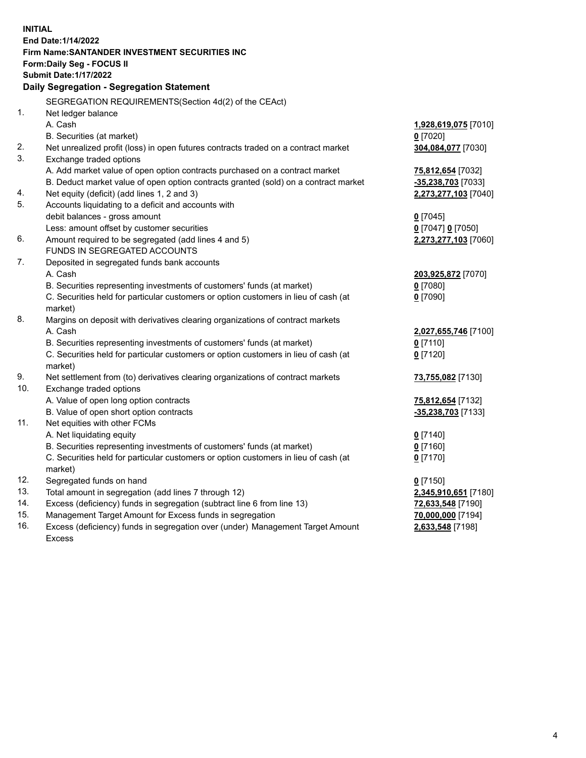**INITIAL**
**End Date:1/14/2022**
**Firm Name:SANTANDER INVESTMENT SECURITIES INC**
**Form:Daily Seg - FOCUS II**
**Submit Date:1/17/2022**

### Daily Segregation - Segregation Statement

SEGREGATION REQUIREMENTS(Section 4d(2) of the CEAct)

| | | |
|---|---|---|
| 1. | Net ledger balance | |
| | A. Cash | **1,928,619,075** [7010] |
| | B. Securities (at market) | **0** [7020] |
| 2. | Net unrealized profit (loss) in open futures contracts traded on a contract market | **304,084,077** [7030] |
| 3. | Exchange traded options | |
| | A. Add market value of open option contracts purchased on a contract market | **75,812,654** [7032] |
| | B. Deduct market value of open option contracts granted (sold) on a contract market | **-35,238,703** [7033] |
| 4. | Net equity (deficit) (add lines 1, 2 and 3) | **2,273,277,103** [7040] |
| 5. | Accounts liquidating to a deficit and accounts with debit balances - gross amount | **0** [7045] |
| | Less: amount offset by customer securities | **0** [7047] **0** [7050] |
| 6. | Amount required to be segregated (add lines 4 and 5) | **2,273,277,103** [7060] |
| | FUNDS IN SEGREGATED ACCOUNTS | |
| 7. | Deposited in segregated funds bank accounts | |
| | A. Cash | **203,925,872** [7070] |
| | B. Securities representing investments of customers' funds (at market) | **0** [7080] |
| | C. Securities held for particular customers or option customers in lieu of cash (at market) | **0** [7090] |
| 8. | Margins on deposit with derivatives clearing organizations of contract markets | |
| | A. Cash | **2,027,655,746** [7100] |
| | B. Securities representing investments of customers' funds (at market) | **0** [7110] |
| | C. Securities held for particular customers or option customers in lieu of cash (at market) | **0** [7120] |
| 9. | Net settlement from (to) derivatives clearing organizations of contract markets | **73,755,082** [7130] |
| 10. | Exchange traded options | |
| | A. Value of open long option contracts | **75,812,654** [7132] |
| | B. Value of open short option contracts | **-35,238,703** [7133] |
| 11. | Net equities with other FCMs | |
| | A. Net liquidating equity | **0** [7140] |
| | B. Securities representing investments of customers' funds (at market) | **0** [7160] |
| | C. Securities held for particular customers or option customers in lieu of cash (at market) | **0** [7170] |
| 12. | Segregated funds on hand | **0** [7150] |
| 13. | Total amount in segregation (add lines 7 through 12) | **2,345,910,651** [7180] |
| 14. | Excess (deficiency) funds in segregation (subtract line 6 from line 13) | **72,633,548** [7190] |
| 15. | Management Target Amount for Excess funds in segregation | **70,000,000** [7194] |
| 16. | Excess (deficiency) funds in segregation over (under) Management Target Amount Excess | **2,633,548** [7198] |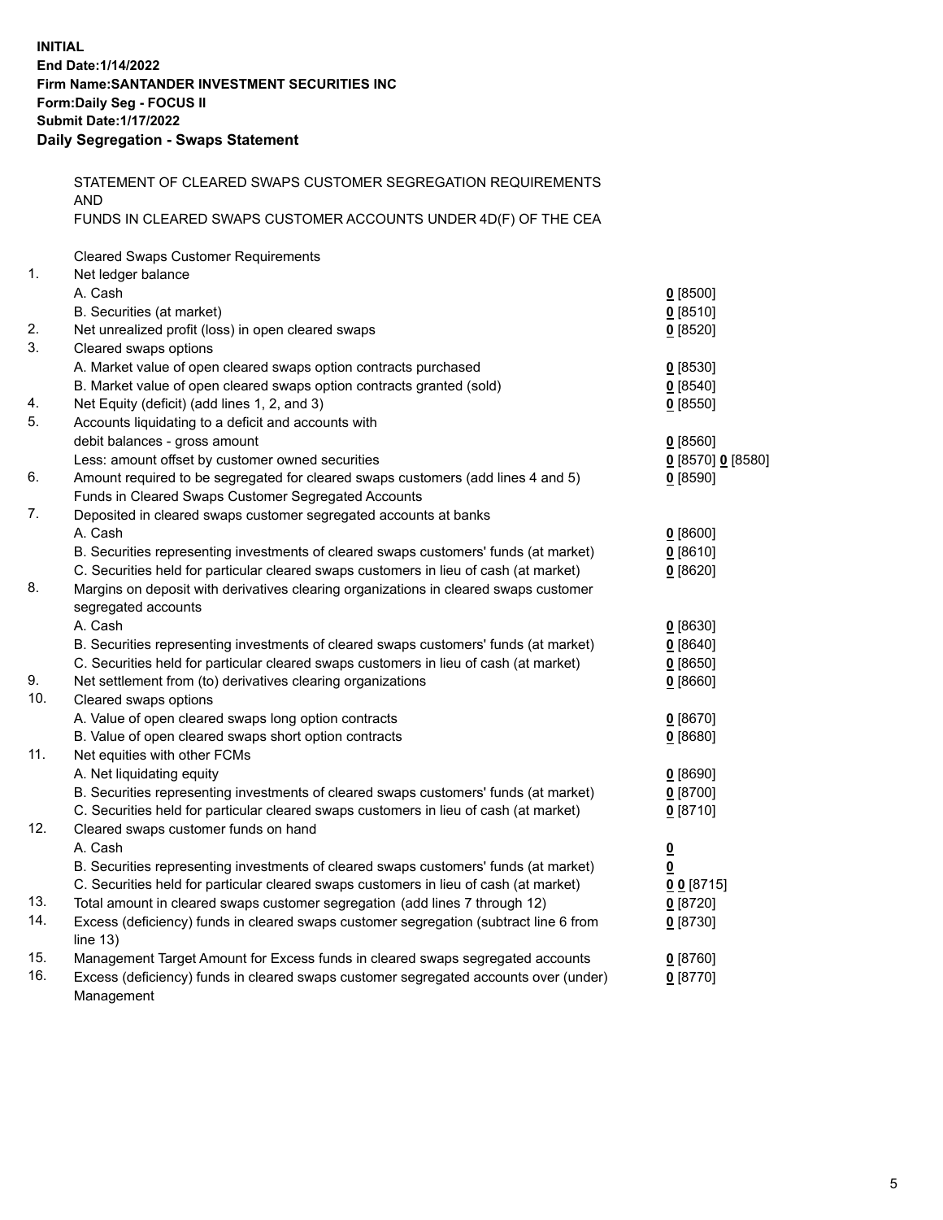**INITIAL**
**End Date:1/14/2022**
**Firm Name:SANTANDER INVESTMENT SECURITIES INC**
**Form:Daily Seg - FOCUS II**
**Submit Date:1/17/2022**
**Daily Segregation - Swaps Statement**

STATEMENT OF CLEARED SWAPS CUSTOMER SEGREGATION REQUIREMENTS AND FUNDS IN CLEARED SWAPS CUSTOMER ACCOUNTS UNDER 4D(F) OF THE CEA

| | | |
|---|---|---|
| | Cleared Swaps Customer Requirements | |
| 1. | Net ledger balance | |
| | A. Cash | 0 [8500] |
| | B. Securities (at market) | 0 [8510] |
| 2. | Net unrealized profit (loss) in open cleared swaps | 0 [8520] |
| 3. | Cleared swaps options | |
| | A. Market value of open cleared swaps option contracts purchased | 0 [8530] |
| | B. Market value of open cleared swaps option contracts granted (sold) | 0 [8540] |
| 4. | Net Equity (deficit) (add lines 1, 2, and 3) | 0 [8550] |
| 5. | Accounts liquidating to a deficit and accounts with debit balances - gross amount | 0 [8560] |
| | Less: amount offset by customer owned securities | 0 [8570] 0 [8580] |
| 6. | Amount required to be segregated for cleared swaps customers (add lines 4 and 5) | 0 [8590] |
| | Funds in Cleared Swaps Customer Segregated Accounts | |
| 7. | Deposited in cleared swaps customer segregated accounts at banks | |
| | A. Cash | 0 [8600] |
| | B. Securities representing investments of cleared swaps customers' funds (at market) | 0 [8610] |
| | C. Securities held for particular cleared swaps customers in lieu of cash (at market) | 0 [8620] |
| 8. | Margins on deposit with derivatives clearing organizations in cleared swaps customer segregated accounts | |
| | A. Cash | 0 [8630] |
| | B. Securities representing investments of cleared swaps customers' funds (at market) | 0 [8640] |
| | C. Securities held for particular cleared swaps customers in lieu of cash (at market) | 0 [8650] |
| 9. | Net settlement from (to) derivatives clearing organizations | 0 [8660] |
| 10. | Cleared swaps options | |
| | A. Value of open cleared swaps long option contracts | 0 [8670] |
| | B. Value of open cleared swaps short option contracts | 0 [8680] |
| 11. | Net equities with other FCMs | |
| | A. Net liquidating equity | 0 [8690] |
| | B. Securities representing investments of cleared swaps customers' funds (at market) | 0 [8700] |
| | C. Securities held for particular cleared swaps customers in lieu of cash (at market) | 0 [8710] |
| 12. | Cleared swaps customer funds on hand | |
| | A. Cash | 0 |
| | B. Securities representing investments of cleared swaps customers' funds (at market) | 0 |
| | C. Securities held for particular cleared swaps customers in lieu of cash (at market) | 0 0 [8715] |
| 13. | Total amount in cleared swaps customer segregation (add lines 7 through 12) | 0 [8720] |
| 14. | Excess (deficiency) funds in cleared swaps customer segregation (subtract line 6 from line 13) | 0 [8730] |
| 15. | Management Target Amount for Excess funds in cleared swaps segregated accounts | 0 [8760] |
| 16. | Excess (deficiency) funds in cleared swaps customer segregated accounts over (under) Management | 0 [8770] |